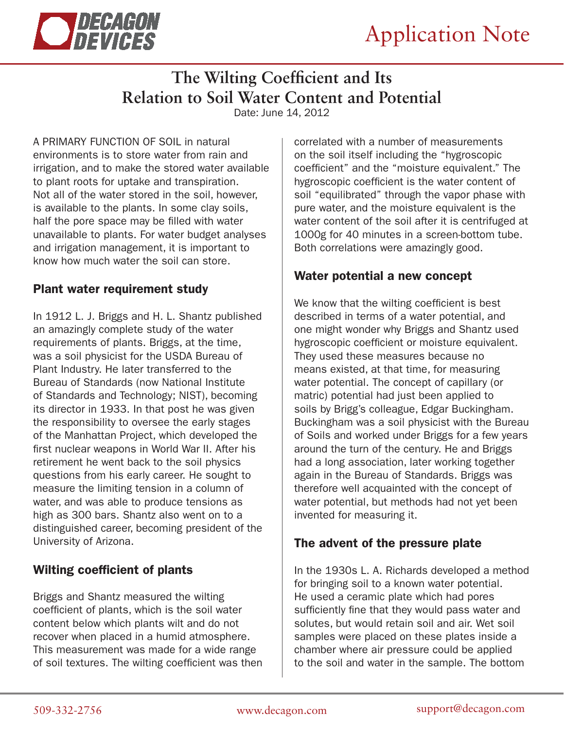# The Wilting Coefficient and Its Relation to Soil Water Content and Potential

Date: June 14, 2012

A PRIMARY FUNCTION OF SOIL in natural environments is to store water from rain and irrigation, and to make the stored water available to plant roots for uptake and transpiration. Not all of the water stored in the soil, however, is available to the plants. In some clay soils, half the pore space may be filled with water unavailable to plants. For water budget analyses and irrigation management, it is important to know how much water the soil can store.

## Plant water requirement study

In 1912 L. J. Briggs and H. L. Shantz published an amazingly complete study of the water requirements of plants. Briggs, at the time, was a soil physicist for the USDA Bureau of Plant Industry. He later transferred to the Bureau of Standards (now National Institute of Standards and Technology; NIST), becoming its director in 1933. In that post he was given the responsibility to oversee the early stages of the Manhattan Project, which developed the first nuclear weapons in World War II. After his retirement he went back to the soil physics questions from his early career. He sought to measure the limiting tension in a column of water, and was able to produce tensions as high as 300 bars. Shantz also went on to a distinguished career, becoming president of the University of Arizona.

## Wilting coefficient of plants

Briggs and Shantz measured the wilting coefficient of plants, which is the soil water content below which plants wilt and do not recover when placed in a humid atmosphere. This measurement was made for a wide range of soil textures. The wilting coefficient was then correlated with a number of measurements on the soil itself including the "hygroscopic coefficient" and the "moisture equivalent." The hygroscopic coefficient is the water content of soil "equilibrated" through the vapor phase with pure water, and the moisture equivalent is the water content of the soil after it is centrifuged at 1000g for 40 minutes in a screen-bottom tube. Both correlations were amazingly good.

## Water potential a new concept

We know that the wilting coefficient is best described in terms of a water potential, and one might wonder why Briggs and Shantz used hygroscopic coefficient or moisture equivalent. They used these measures because no means existed, at that time, for measuring water potential. The concept of capillary (or matric) potential had just been applied to soils by Brigg's colleague, Edgar Buckingham. Buckingham was a soil physicist with the Bureau of Soils and worked under Briggs for a few years around the turn of the century. He and Briggs had a long association, later working together again in the Bureau of Standards. Briggs was therefore well acquainted with the concept of water potential, but methods had not yet been invented for measuring it.

## The advent of the pressure plate

In the 1930s L. A. Richards developed a method for bringing soil to a known water potential. He used a ceramic plate which had pores sufficiently fine that they would pass water and solutes, but would retain soil and air. Wet soil samples were placed on these plates inside a chamber where air pressure could be applied to the soil and water in the sample. The bottom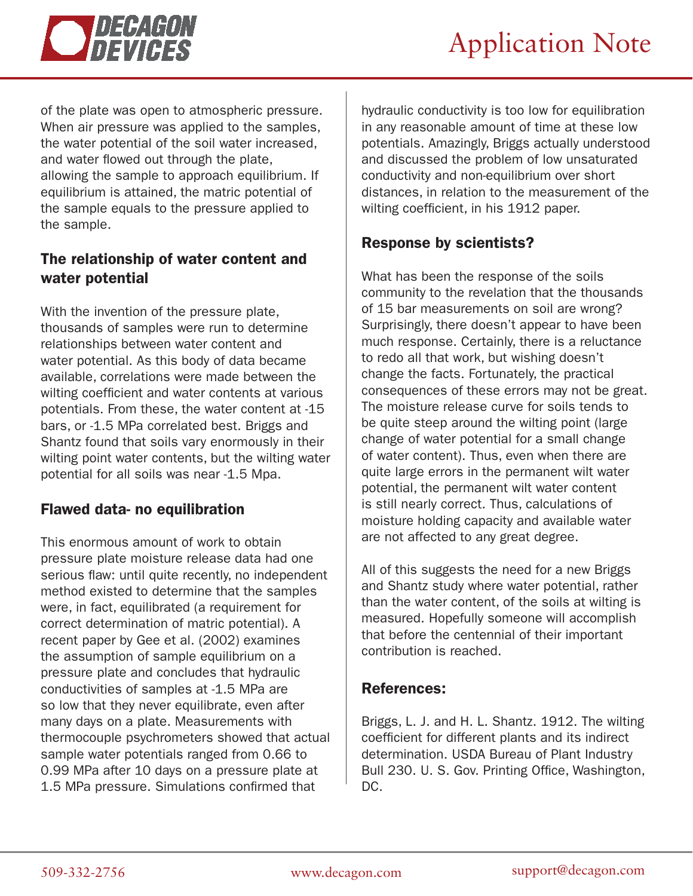of the plate was open to atmospheric pressure. When air pressure was applied to the samples, the water potential of the soil water increased, and water flowed out through the plate, allowing the sample to approach equilibrium. If equilibrium is attained, the matric potential of the sample equals to the pressure applied to the sample.

## The relationship of water content and water potential

With the invention of the pressure plate, thousands of samples were run to determine relationships between water content and water potential. As this body of data became available, correlations were made between the wilting coefficient and water contents at various potentials. From these, the water content at -15 bars, or -1.5 MPa correlated best. Briggs and Shantz found that soils vary enormously in their wilting point water contents, but the wilting water potential for all soils was near -1.5 Mpa.

## Flawed data- no equilibration

This enormous amount of work to obtain pressure plate moisture release data had one serious flaw: until quite recently, no independent method existed to determine that the samples were, in fact, equilibrated (a requirement for correct determination of matric potential). A recent paper by Gee et al. (2002) examines the assumption of sample equilibrium on a pressure plate and concludes that hydraulic conductivities of samples at -1.5 MPa are so low that they never equilibrate, even after many days on a plate. Measurements with thermocouple psychrometers showed that actual sample water potentials ranged from 0.66 to 0.99 MPa after 10 days on a pressure plate at 1.5 MPa pressure. Simulations confirmed that hydraulic conductivity is too low for equilibration in any reasonable amount of time at these low potentials. Amazingly, Briggs actually understood and discussed the problem of low unsaturated conductivity and non-equilibrium over short distances, in relation to the measurement of the wilting coefficient, in his 1912 paper.

## Response by scientists?

What has been the response of the soils community to the revelation that the thousands of 15 bar measurements on soil are wrong? Surprisingly, there doesn't appear to have been much response. Certainly, there is a reluctance to redo all that work, but wishing doesn't change the facts. Fortunately, the practical consequences of these errors may not be great. The moisture release curve for soils tends to be quite steep around the wilting point (large change of water potential for a small change of water content). Thus, even when there are quite large errors in the permanent wilt water potential, the permanent wilt water content is still nearly correct. Thus, calculations of moisture holding capacity and available water are not affected to any great degree.

All of this suggests the need for a new Briggs and Shantz study where water potential, rather than the water content, of the soils at wilting is measured. Hopefully someone will accomplish that before the centennial of their important contribution is reached.

## References:

Briggs, L. J. and H. L. Shantz. 1912. The wilting coefficient for different plants and its indirect determination. USDA Bureau of Plant Industry Bull 230. U. S. Gov. Printing Office, Washington, DC.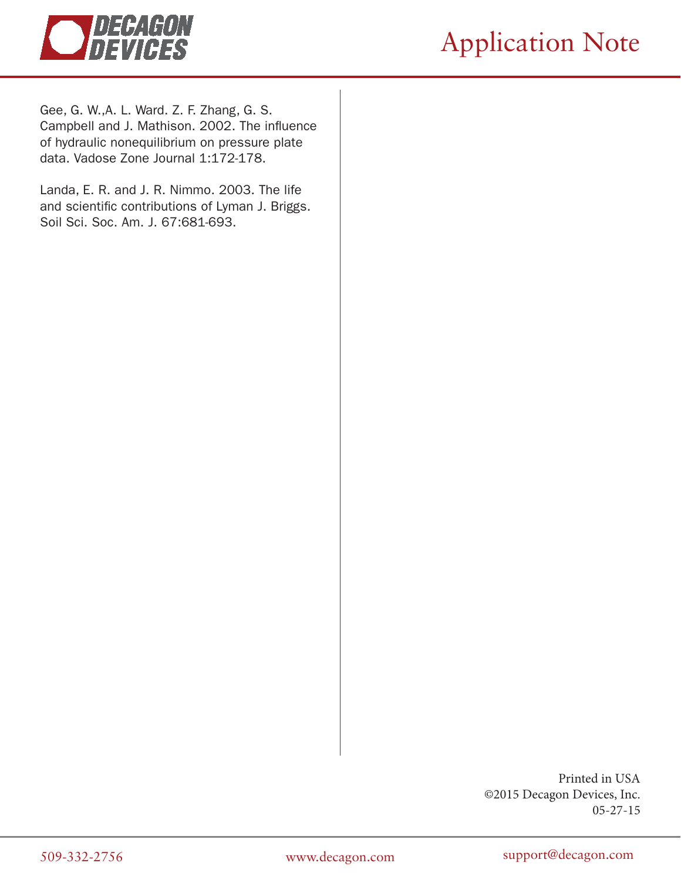Gee, G. W.,A. L. Ward. Z. F. Zhang, G. S. Campbell and J. Mathison. 2002. The influence of hydraulic nonequilibrium on pressure plate data. Vadose Zone Journal 1:172-178.

Landa, E. R. and J. R. Nimmo. 2003. The life and scientific contributions of Lyman J. Briggs. Soil Sci. Soc. Am. J. 67:681-693.

Printed in USA
©2015 Decagon Devices, Inc.
05-27-15